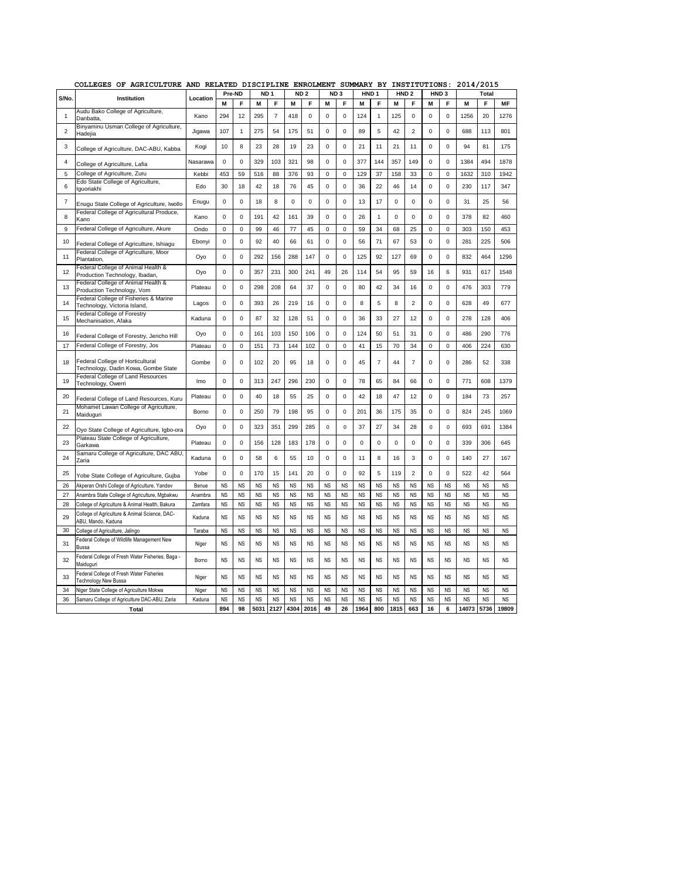# COLLEGES OF AGRICULTURE AND RELATED DISCIPLINE ENROLMENT SUMMARY BY INSTITUTIONS: 2014/2015

| S/No. | Institution | Location | Pre-ND | | ND 1 | | ND 2 | | ND 3 | | HND 1 | | HND 2 | | HND 3 | | Total | | |
|---|---|---|---|---|---|---|---|---|---|---|---|---|---|---|---|---|---|---|---|
| | | | M | F | M | F | M | F | M | F | M | F | M | F | M | F | M | F | MF |
| 1 | Audu Bako College of Agriculture, Danbatta, | Kano | 294 | 12 | 295 | 7 | 418 | 0 | 0 | 0 | 124 | 1 | 125 | 0 | 0 | 0 | 1256 | 20 | 1276 |
| 2 | Binyaminu Usman College of Agriculture, Hadejia | Jigawa | 107 | 1 | 275 | 54 | 175 | 51 | 0 | 0 | 89 | 5 | 42 | 2 | 0 | 0 | 688 | 113 | 801 |
| 3 | College of Agriculture, DAC-ABU, Kabba | Kogi | 10 | 8 | 23 | 28 | 19 | 23 | 0 | 0 | 21 | 11 | 21 | 11 | 0 | 0 | 94 | 81 | 175 |
| 4 | College of Agriculture, Lafia | Nasarawa | 0 | 0 | 329 | 103 | 321 | 98 | 0 | 0 | 377 | 144 | 357 | 149 | 0 | 0 | 1384 | 494 | 1878 |
| 5 | College of Agriculture, Zuru | Kebbi | 453 | 59 | 516 | 88 | 376 | 93 | 0 | 0 | 129 | 37 | 158 | 33 | 0 | 0 | 1632 | 310 | 1942 |
| 6 | Edo State College of Agriculture, Iguoriakhi | Edo | 30 | 18 | 42 | 18 | 76 | 45 | 0 | 0 | 36 | 22 | 46 | 14 | 0 | 0 | 230 | 117 | 347 |
| 7 | Enugu State College of Agriculture, Iwollo | Enugu | 0 | 0 | 18 | 8 | 0 | 0 | 0 | 0 | 13 | 17 | 0 | 0 | 0 | 0 | 31 | 25 | 56 |
| 8 | Federal College of Agricultural Produce, Kano | Kano | 0 | 0 | 191 | 42 | 161 | 39 | 0 | 0 | 26 | 1 | 0 | 0 | 0 | 0 | 378 | 82 | 460 |
| 9 | Federal College of Agriculture, Akure | Ondo | 0 | 0 | 99 | 46 | 77 | 45 | 0 | 0 | 59 | 34 | 68 | 25 | 0 | 0 | 303 | 150 | 453 |
| 10 | Federal College of Agriculture, Ishiagu | Ebonyi | 0 | 0 | 92 | 40 | 66 | 61 | 0 | 0 | 56 | 71 | 67 | 53 | 0 | 0 | 281 | 225 | 506 |
| 11 | Federal College of Agriculture, Moor Plantation, | Oyo | 0 | 0 | 292 | 156 | 288 | 147 | 0 | 0 | 125 | 92 | 127 | 69 | 0 | 0 | 832 | 464 | 1296 |
| 12 | Federal College of Animal Health & Production Technology, Ibadan, | Oyo | 0 | 0 | 357 | 231 | 300 | 241 | 49 | 26 | 114 | 54 | 95 | 59 | 16 | 6 | 931 | 617 | 1548 |
| 13 | Federal College of Animal Health & Production Technology, Vom | Plateau | 0 | 0 | 298 | 208 | 64 | 37 | 0 | 0 | 80 | 42 | 34 | 16 | 0 | 0 | 476 | 303 | 779 |
| 14 | Federal College of Fisheries & Marine Technology, Victoria Island, | Lagos | 0 | 0 | 393 | 26 | 219 | 16 | 0 | 0 | 8 | 5 | 8 | 2 | 0 | 0 | 628 | 49 | 677 |
| 15 | Federal College of Forestry Mechanisation, Afaka | Kaduna | 0 | 0 | 87 | 32 | 128 | 51 | 0 | 0 | 36 | 33 | 27 | 12 | 0 | 0 | 278 | 128 | 406 |
| 16 | Federal College of Forestry, Jericho Hill | Oyo | 0 | 0 | 161 | 103 | 150 | 106 | 0 | 0 | 124 | 50 | 51 | 31 | 0 | 0 | 486 | 290 | 776 |
| 17 | Federal College of Forestry, Jos | Plateau | 0 | 0 | 151 | 73 | 144 | 102 | 0 | 0 | 41 | 15 | 70 | 34 | 0 | 0 | 406 | 224 | 630 |
| 18 | Federal College of Horticultural Technology, Dadin Kowa, Gombe State | Gombe | 0 | 0 | 102 | 20 | 95 | 18 | 0 | 0 | 45 | 7 | 44 | 7 | 0 | 0 | 286 | 52 | 338 |
| 19 | Federal College of Land Resources Technology, Owerri | Imo | 0 | 0 | 313 | 247 | 296 | 230 | 0 | 0 | 78 | 65 | 84 | 66 | 0 | 0 | 771 | 608 | 1379 |
| 20 | Federal College of Land Resources, Kuru | Plateau | 0 | 0 | 40 | 18 | 55 | 25 | 0 | 0 | 42 | 18 | 47 | 12 | 0 | 0 | 184 | 73 | 257 |
| 21 | Mohamet Lawan College of Agriculture, Maiduguri | Borno | 0 | 0 | 250 | 79 | 198 | 95 | 0 | 0 | 201 | 36 | 175 | 35 | 0 | 0 | 824 | 245 | 1069 |
| 22 | Oyo State College of Agriculture, Igbo-ora | Oyo | 0 | 0 | 323 | 351 | 299 | 285 | 0 | 0 | 37 | 27 | 34 | 28 | 0 | 0 | 693 | 691 | 1384 |
| 23 | Plateau State College of Agriculture, Garkawa | Plateau | 0 | 0 | 156 | 128 | 183 | 178 | 0 | 0 | 0 | 0 | 0 | 0 | 0 | 0 | 339 | 306 | 645 |
| 24 | Samaru College of Agriculture, DAC ABU, Zaria | Kaduna | 0 | 0 | 58 | 6 | 55 | 10 | 0 | 0 | 11 | 8 | 16 | 3 | 0 | 0 | 140 | 27 | 167 |
| 25 | Yobe State College of Agriculture, Gujba | Yobe | 0 | 0 | 170 | 15 | 141 | 20 | 0 | 0 | 92 | 5 | 119 | 2 | 0 | 0 | 522 | 42 | 564 |
| 26 | Akperan Orshi College of Agriculture, Yandev | Benue | NS | NS | NS | NS | NS | NS | NS | NS | NS | NS | NS | NS | NS | NS | NS | NS | NS |
| 27 | Anambra State College of Agriculture, Mgbakwu | Anambra | NS | NS | NS | NS | NS | NS | NS | NS | NS | NS | NS | NS | NS | NS | NS | NS | NS |
| 28 | College of Agriculture & Animal Health, Bakura | Zamfara | NS | NS | NS | NS | NS | NS | NS | NS | NS | NS | NS | NS | NS | NS | NS | NS | NS |
| 29 | College of Agriculture & Animal Science, DAC-ABU, Mando, Kaduna | Kaduna | NS | NS | NS | NS | NS | NS | NS | NS | NS | NS | NS | NS | NS | NS | NS | NS | NS |
| 30 | College of Agriculture, Jalingo | Taraba | NS | NS | NS | NS | NS | NS | NS | NS | NS | NS | NS | NS | NS | NS | NS | NS | NS |
| 31 | Federal College of Wildlife Management New Bussa | Niger | NS | NS | NS | NS | NS | NS | NS | NS | NS | NS | NS | NS | NS | NS | NS | NS | NS |
| 32 | Federal College of Fresh Water Fisheries, Baga - Maiduguri | Borno | NS | NS | NS | NS | NS | NS | NS | NS | NS | NS | NS | NS | NS | NS | NS | NS | NS |
| 33 | Federal College of Fresh Water Fisheries Technology New Bussa | Niger | NS | NS | NS | NS | NS | NS | NS | NS | NS | NS | NS | NS | NS | NS | NS | NS | NS |
| 34 | Niger State College of Agriculture Mokwa | Niger | NS | NS | NS | NS | NS | NS | NS | NS | NS | NS | NS | NS | NS | NS | NS | NS | NS |
| 36 | Samaru College of Agriculture DAC-ABU, Zaria | Kaduna | NS | NS | NS | NS | NS | NS | NS | NS | NS | NS | NS | NS | NS | NS | NS | NS | NS |
| **Total** | | | **894** | **98** | **5031** | **2127** | **4304** | **2016** | **49** | **26** | **1964** | **800** | **1815** | **663** | **16** | **6** | **14073** | **5736** | **19809** |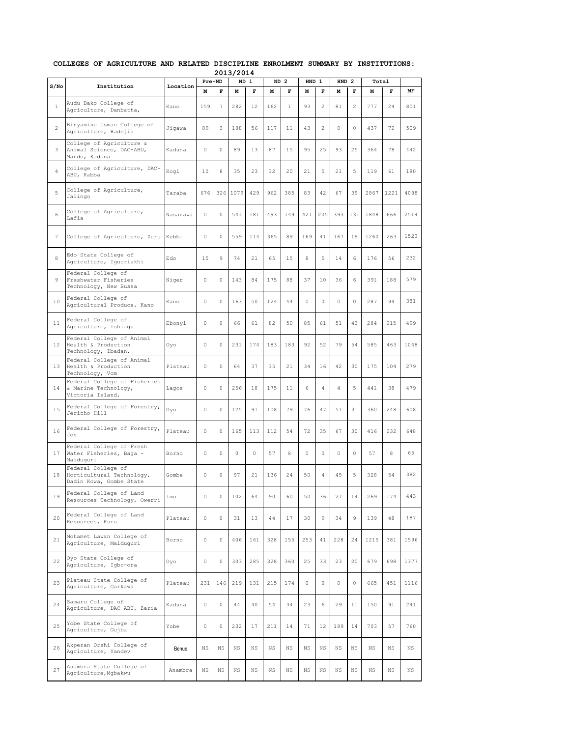## COLLEGES OF AGRICULTURE AND RELATED DISCIPLINE ENROLMENT SUMMARY BY INSTITUTIONS: 2013/2014

| S/No | Institution | Location | Pre-ND | | ND 1 | | ND 2 | | HND 1 | | HND 2 | | Total | | |
|---|---|---|---|---|---|---|---|---|---|---|---|---|---|---|---|
| | | | M | F | M | F | M | F | M | F | M | F | M | F | MF |
| 1 | Audu Bako College of Agriculture, Danbatta, | Kano | 159 | 7 | 282 | 12 | 162 | 1 | 93 | 2 | 81 | 2 | 777 | 24 | 801 |
| 2 | Binyaminu Usman College of Agriculture, Hadejia | Jigawa | 89 | 3 | 188 | 56 | 117 | 11 | 43 | 2 | 0 | 0 | 437 | 72 | 509 |
| 3 | College of Agriculture & Animal Science, DAC-ABU, Mando, Kaduna | Kaduna | 0 | 0 | 89 | 13 | 87 | 15 | 95 | 25 | 93 | 25 | 364 | 78 | 442 |
| 4 | College of Agriculture, DAC-ABU, Kabba | Kogi | 10 | 8 | 35 | 23 | 32 | 20 | 21 | 5 | 21 | 5 | 119 | 61 | 180 |
| 5 | College of Agriculture, Jalingo | Taraba | 676 | 326 | 1079 | 429 | 962 | 385 | 83 | 42 | 67 | 39 | 2867 | 1221 | 4088 |
| 6 | College of Agriculture, Lafia | Nasarawa | 0 | 0 | 541 | 181 | 493 | 149 | 421 | 205 | 393 | 131 | 1848 | 666 | 2514 |
| 7 | College of Agriculture, Zuru | Kebbi | 0 | 0 | 559 | 114 | 365 | 89 | 169 | 41 | 167 | 19 | 1260 | 263 | 1523 |
| 8 | Edo State College of Agriculture, Iguoriakhi | Edo | 15 | 9 | 74 | 21 | 65 | 15 | 8 | 5 | 14 | 6 | 176 | 56 | 232 |
| 9 | Federal College of Freshwater Fisheries Technology, New Bussa | Niger | 0 | 0 | 143 | 84 | 175 | 88 | 37 | 10 | 36 | 6 | 391 | 188 | 579 |
| 10 | Federal College of Agricultural Produce, Kano | Kano | 0 | 0 | 163 | 50 | 124 | 44 | 0 | 0 | 0 | 0 | 287 | 94 | 381 |
| 11 | Federal College of Agriculture, Ishiagu | Ebonyi | 0 | 0 | 66 | 61 | 82 | 50 | 85 | 61 | 51 | 43 | 284 | 215 | 499 |
| 12 | Federal College of Animal Health & Production Technology, Ibadan, | Oyo | 0 | 0 | 231 | 174 | 183 | 183 | 92 | 52 | 79 | 54 | 585 | 463 | 1048 |
| 13 | Federal College of Animal Health & Production Technology, Vom | Plateau | 0 | 0 | 64 | 37 | 35 | 21 | 34 | 16 | 42 | 30 | 175 | 104 | 279 |
| 14 | Federal College of Fisheries & Marine Technology, Victoria Island, | Lagos | 0 | 0 | 256 | 18 | 175 | 11 | 6 | 4 | 4 | 5 | 441 | 38 | 479 |
| 15 | Federal College of Forestry, Jericho Hill | Oyo | 0 | 0 | 125 | 91 | 108 | 79 | 76 | 47 | 51 | 31 | 360 | 248 | 608 |
| 16 | Federal College of Forestry, Jos | Plateau | 0 | 0 | 165 | 113 | 112 | 54 | 72 | 35 | 67 | 30 | 416 | 232 | 648 |
| 17 | Federal College of Fresh Water Fisheries, Baga - Maiduguri | Borno | 0 | 0 | 0 | 0 | 57 | 8 | 0 | 0 | 0 | 0 | 57 | 8 | 65 |
| 18 | Federal College of Horticultural Technology, Dadin Kowa, Gombe State | Gombe | 0 | 0 | 97 | 21 | 136 | 24 | 50 | 4 | 45 | 5 | 328 | 54 | 382 |
| 19 | Federal College of Land Resources Technology, Owerri | Imo | 0 | 0 | 102 | 64 | 90 | 60 | 50 | 36 | 27 | 14 | 269 | 174 | 443 |
| 20 | Federal College of Land Resources, Kuru | Plateau | 0 | 0 | 31 | 13 | 44 | 17 | 30 | 9 | 34 | 9 | 139 | 48 | 187 |
| 21 | Mohamet Lawan College of Agriculture, Maiduguri | Borno | 0 | 0 | 406 | 161 | 328 | 155 | 253 | 41 | 228 | 24 | 1215 | 381 | 1596 |
| 22 | Oyo State College of Agriculture, Igbo-ora | Oyo | 0 | 0 | 303 | 285 | 328 | 360 | 25 | 33 | 23 | 20 | 679 | 698 | 1377 |
| 23 | Plateau State College of Agriculture, Garkawa | Plateau | 231 | 146 | 219 | 131 | 215 | 174 | 0 | 0 | 0 | 0 | 665 | 451 | 1116 |
| 24 | Samaru College of Agriculture, DAC ABU, Zaria | Kaduna | 0 | 0 | 44 | 40 | 54 | 34 | 23 | 6 | 29 | 11 | 150 | 91 | 241 |
| 25 | Yobe State College of Agriculture, Gujba | Yobe | 0 | 0 | 232 | 17 | 211 | 14 | 71 | 12 | 189 | 14 | 703 | 57 | 760 |
| 26 | Akperan Orshi College of Agriculture, Yandev | Benue | NS | NS | NS | NS | NS | NS | NS | NS | NS | NS | NS | NS | NS |
| 27 | Anambra State College of Agriculture,Mgbakwu | Anambra | NS | NS | NS | NS | NS | NS | NS | NS | NS | NS | NS | NS | NS |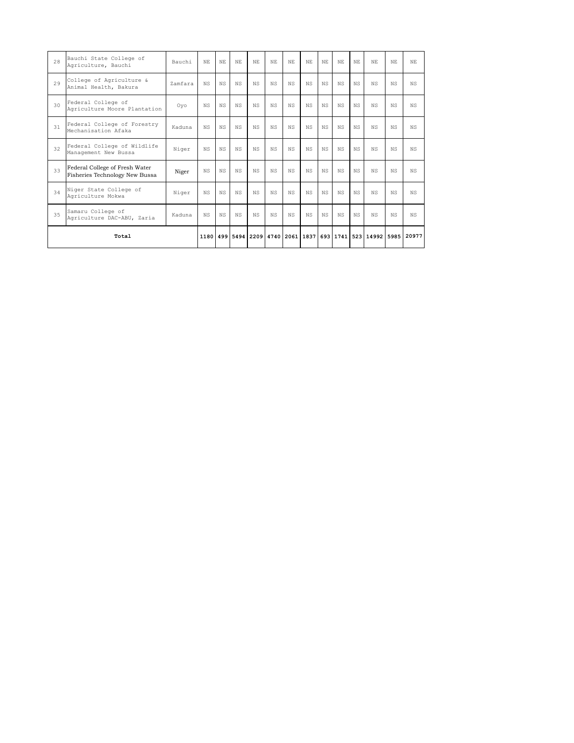| | | | | | | | | | | | | | | | |
|---|---|---|---|---|---|---|---|---|---|---|---|---|---|---|---|
| 28 | Bauchi State College of Agriculture, Bauchi | Bauchi | NE | NE | NE | NE | NE | NE | NE | NE | NE | NE | NE | NE | NE |
| 29 | College of Agriculture & Animal Health, Bakura | Zamfara | NS | NS | NS | NS | NS | NS | NS | NS | NS | NS | NS | NS | NS |
| 30 | Federal College of Agriculture Moore Plantation | Oyo | NS | NS | NS | NS | NS | NS | NS | NS | NS | NS | NS | NS | NS |
| 31 | Federal College of Forestry Mechanisation Afaka | Kaduna | NS | NS | NS | NS | NS | NS | NS | NS | NS | NS | NS | NS | NS |
| 32 | Federal College of Wildlife Management New Bussa | Niger | NS | NS | NS | NS | NS | NS | NS | NS | NS | NS | NS | NS | NS |
| 33 | Federal College of Fresh Water Fisheries Technology New Bussa | Niger | NS | NS | NS | NS | NS | NS | NS | NS | NS | NS | NS | NS | NS |
| 34 | Niger State College of Agriculture Mokwa | Niger | NS | NS | NS | NS | NS | NS | NS | NS | NS | NS | NS | NS | NS |
| 35 | Samaru College of Agriculture DAC-ABU, Zaria | Kaduna | NS | NS | NS | NS | NS | NS | NS | NS | NS | NS | NS | NS | NS |
| **Total** | | | **1180** | **499** | **5494** | **2209** | **4740** | **2061** | **1837** | **693** | **1741** | **523** | **14992** | **5985** | **20977** |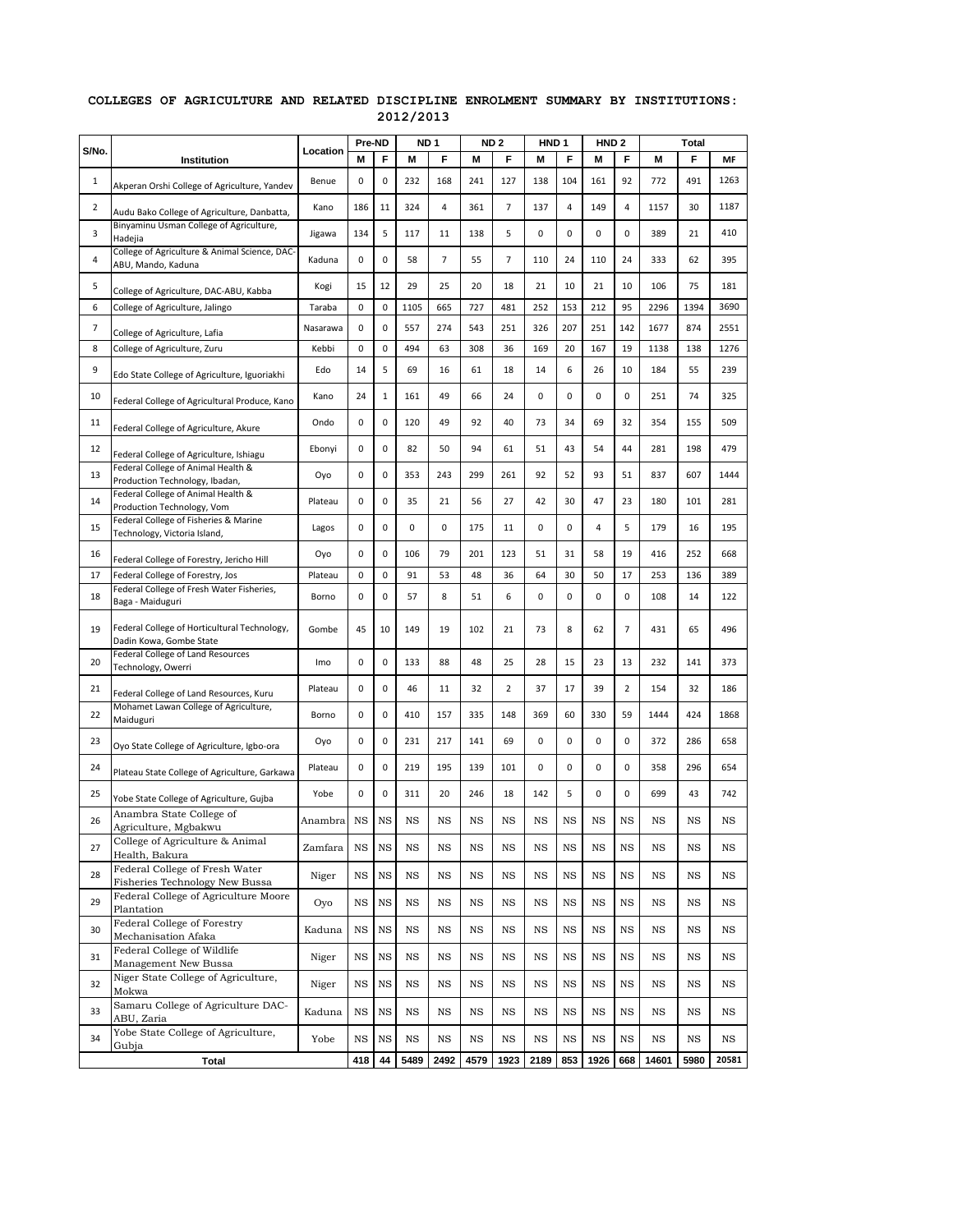## COLLEGES OF AGRICULTURE AND RELATED DISCIPLINE ENROLMENT SUMMARY BY INSTITUTIONS: 2012/2013

| S/No. | Institution | Location | Pre-ND | | ND 1 | | ND 2 | | HND 1 | | HND 2 | | Total | | |
|---|---|---|---|---|---|---|---|---|---|---|---|---|---|---|---|
| | | | M | F | M | F | M | F | M | F | M | F | M | F | MF |
| 1 | Akperan Orshi College of Agriculture, Yandev | Benue | 0 | 0 | 232 | 168 | 241 | 127 | 138 | 104 | 161 | 92 | 772 | 491 | 1263 |
| 2 | Audu Bako College of Agriculture, Danbatta, | Kano | 186 | 11 | 324 | 4 | 361 | 7 | 137 | 4 | 149 | 4 | 1157 | 30 | 1187 |
| 3 | Binyaminu Usman College of Agriculture, Hadejia | Jigawa | 134 | 5 | 117 | 11 | 138 | 5 | 0 | 0 | 0 | 0 | 389 | 21 | 410 |
| 4 | College of Agriculture & Animal Science, DAC-ABU, Mando, Kaduna | Kaduna | 0 | 0 | 58 | 7 | 55 | 7 | 110 | 24 | 110 | 24 | 333 | 62 | 395 |
| 5 | College of Agriculture, DAC-ABU, Kabba | Kogi | 15 | 12 | 29 | 25 | 20 | 18 | 21 | 10 | 21 | 10 | 106 | 75 | 181 |
| 6 | College of Agriculture, Jalingo | Taraba | 0 | 0 | 1105 | 665 | 727 | 481 | 252 | 153 | 212 | 95 | 2296 | 1394 | 3690 |
| 7 | College of Agriculture, Lafia | Nasarawa | 0 | 0 | 557 | 274 | 543 | 251 | 326 | 207 | 251 | 142 | 1677 | 874 | 2551 |
| 8 | College of Agriculture, Zuru | Kebbi | 0 | 0 | 494 | 63 | 308 | 36 | 169 | 20 | 167 | 19 | 1138 | 138 | 1276 |
| 9 | Edo State College of Agriculture, Iguoriakhi | Edo | 14 | 5 | 69 | 16 | 61 | 18 | 14 | 6 | 26 | 10 | 184 | 55 | 239 |
| 10 | Federal College of Agricultural Produce, Kano | Kano | 24 | 1 | 161 | 49 | 66 | 24 | 0 | 0 | 0 | 0 | 251 | 74 | 325 |
| 11 | Federal College of Agriculture, Akure | Ondo | 0 | 0 | 120 | 49 | 92 | 40 | 73 | 34 | 69 | 32 | 354 | 155 | 509 |
| 12 | Federal College of Agriculture, Ishiagu | Ebonyi | 0 | 0 | 82 | 50 | 94 | 61 | 51 | 43 | 54 | 44 | 281 | 198 | 479 |
| 13 | Federal College of Animal Health & Production Technology, Ibadan, | Oyo | 0 | 0 | 353 | 243 | 299 | 261 | 92 | 52 | 93 | 51 | 837 | 607 | 1444 |
| 14 | Federal College of Animal Health & Production Technology, Vom | Plateau | 0 | 0 | 35 | 21 | 56 | 27 | 42 | 30 | 47 | 23 | 180 | 101 | 281 |
| 15 | Federal College of Fisheries & Marine Technology, Victoria Island, | Lagos | 0 | 0 | 0 | 0 | 175 | 11 | 0 | 0 | 4 | 5 | 179 | 16 | 195 |
| 16 | Federal College of Forestry, Jericho Hill | Oyo | 0 | 0 | 106 | 79 | 201 | 123 | 51 | 31 | 58 | 19 | 416 | 252 | 668 |
| 17 | Federal College of Forestry, Jos | Plateau | 0 | 0 | 91 | 53 | 48 | 36 | 64 | 30 | 50 | 17 | 253 | 136 | 389 |
| 18 | Federal College of Fresh Water Fisheries, Baga - Maiduguri | Borno | 0 | 0 | 57 | 8 | 51 | 6 | 0 | 0 | 0 | 0 | 108 | 14 | 122 |
| 19 | Federal College of Horticultural Technology, Dadin Kowa, Gombe State | Gombe | 45 | 10 | 149 | 19 | 102 | 21 | 73 | 8 | 62 | 7 | 431 | 65 | 496 |
| 20 | Federal College of Land Resources Technology, Owerri | Imo | 0 | 0 | 133 | 88 | 48 | 25 | 28 | 15 | 23 | 13 | 232 | 141 | 373 |
| 21 | Federal College of Land Resources, Kuru | Plateau | 0 | 0 | 46 | 11 | 32 | 2 | 37 | 17 | 39 | 2 | 154 | 32 | 186 |
| 22 | Mohamet Lawan College of Agriculture, Maiduguri | Borno | 0 | 0 | 410 | 157 | 335 | 148 | 369 | 60 | 330 | 59 | 1444 | 424 | 1868 |
| 23 | Oyo State College of Agriculture, Igbo-ora | Oyo | 0 | 0 | 231 | 217 | 141 | 69 | 0 | 0 | 0 | 0 | 372 | 286 | 658 |
| 24 | Plateau State College of Agriculture, Garkawa | Plateau | 0 | 0 | 219 | 195 | 139 | 101 | 0 | 0 | 0 | 0 | 358 | 296 | 654 |
| 25 | Yobe State College of Agriculture, Gujba | Yobe | 0 | 0 | 311 | 20 | 246 | 18 | 142 | 5 | 0 | 0 | 699 | 43 | 742 |
| 26 | Anambra State College of Agriculture, Mgbakwu | Anambra | NS | NS | NS | NS | NS | NS | NS | NS | NS | NS | NS | NS | NS |
| 27 | College of Agriculture & Animal Health, Bakura | Zamfara | NS | NS | NS | NS | NS | NS | NS | NS | NS | NS | NS | NS | NS |
| 28 | Federal College of Fresh Water Fisheries Technology New Bussa | Niger | NS | NS | NS | NS | NS | NS | NS | NS | NS | NS | NS | NS | NS |
| 29 | Federal College of Agriculture Moore Plantation | Oyo | NS | NS | NS | NS | NS | NS | NS | NS | NS | NS | NS | NS | NS |
| 30 | Federal College of Forestry Mechanisation Afaka | Kaduna | NS | NS | NS | NS | NS | NS | NS | NS | NS | NS | NS | NS | NS |
| 31 | Federal College of Wildlife Management New Bussa | Niger | NS | NS | NS | NS | NS | NS | NS | NS | NS | NS | NS | NS | NS |
| 32 | Niger State College of Agriculture, Mokwa | Niger | NS | NS | NS | NS | NS | NS | NS | NS | NS | NS | NS | NS | NS |
| 33 | Samaru College of Agriculture DAC-ABU, Zaria | Kaduna | NS | NS | NS | NS | NS | NS | NS | NS | NS | NS | NS | NS | NS |
| 34 | Yobe State College of Agriculture, Gubja | Yobe | NS | NS | NS | NS | NS | NS | NS | NS | NS | NS | NS | NS | NS |
| | **Total** | | **418** | **44** | **5489** | **2492** | **4579** | **1923** | **2189** | **853** | **1926** | **668** | **14601** | **5980** | **20581** |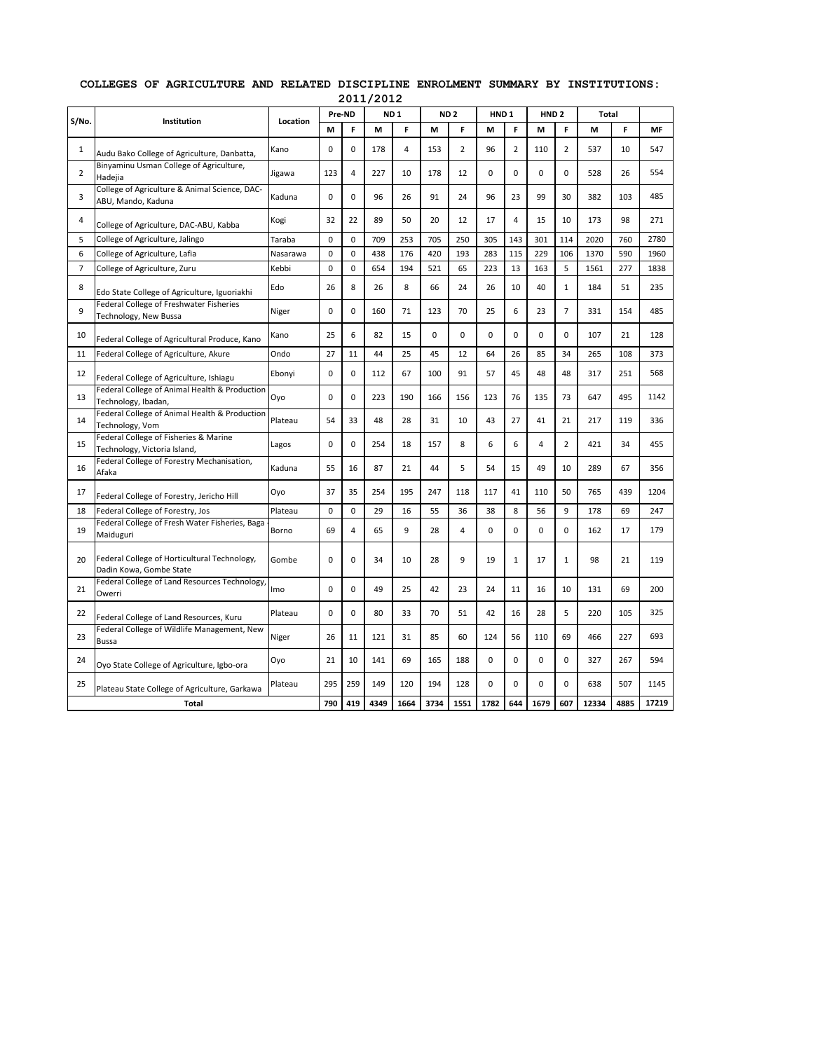## COLLEGES OF AGRICULTURE AND RELATED DISCIPLINE ENROLMENT SUMMARY BY INSTITUTIONS: 2011/2012

| S/No. | Institution | Location | Pre-ND | | ND 1 | | ND 2 | | HND 1 | | HND 2 | | Total | | |
|---|---|---|---|---|---|---|---|---|---|---|---|---|---|---|---|
| | | | M | F | M | F | M | F | M | F | M | F | M | F | MF |
| 1 | Audu Bako College of Agriculture, Danbatta, | Kano | 0 | 0 | 178 | 4 | 153 | 2 | 96 | 2 | 110 | 2 | 537 | 10 | 547 |
| 2 | Binyaminu Usman College of Agriculture, Hadejia | Jigawa | 123 | 4 | 227 | 10 | 178 | 12 | 0 | 0 | 0 | 0 | 528 | 26 | 554 |
| 3 | College of Agriculture & Animal Science, DAC-ABU, Mando, Kaduna | Kaduna | 0 | 0 | 96 | 26 | 91 | 24 | 96 | 23 | 99 | 30 | 382 | 103 | 485 |
| 4 | College of Agriculture, DAC-ABU, Kabba | Kogi | 32 | 22 | 89 | 50 | 20 | 12 | 17 | 4 | 15 | 10 | 173 | 98 | 271 |
| 5 | College of Agriculture, Jalingo | Taraba | 0 | 0 | 709 | 253 | 705 | 250 | 305 | 143 | 301 | 114 | 2020 | 760 | 2780 |
| 6 | College of Agriculture, Lafia | Nasarawa | 0 | 0 | 438 | 176 | 420 | 193 | 283 | 115 | 229 | 106 | 1370 | 590 | 1960 |
| 7 | College of Agriculture, Zuru | Kebbi | 0 | 0 | 654 | 194 | 521 | 65 | 223 | 13 | 163 | 5 | 1561 | 277 | 1838 |
| 8 | Edo State College of Agriculture, Iguoriakhi | Edo | 26 | 8 | 26 | 8 | 66 | 24 | 26 | 10 | 40 | 1 | 184 | 51 | 235 |
| 9 | Federal College of Freshwater Fisheries Technology, New Bussa | Niger | 0 | 0 | 160 | 71 | 123 | 70 | 25 | 6 | 23 | 7 | 331 | 154 | 485 |
| 10 | Federal College of Agricultural Produce, Kano | Kano | 25 | 6 | 82 | 15 | 0 | 0 | 0 | 0 | 0 | 0 | 107 | 21 | 128 |
| 11 | Federal College of Agriculture, Akure | Ondo | 27 | 11 | 44 | 25 | 45 | 12 | 64 | 26 | 85 | 34 | 265 | 108 | 373 |
| 12 | Federal College of Agriculture, Ishiagu | Ebonyi | 0 | 0 | 112 | 67 | 100 | 91 | 57 | 45 | 48 | 48 | 317 | 251 | 568 |
| 13 | Federal College of Animal Health & Production Technology, Ibadan, | Oyo | 0 | 0 | 223 | 190 | 166 | 156 | 123 | 76 | 135 | 73 | 647 | 495 | 1142 |
| 14 | Federal College of Animal Health & Production Technology, Vom | Plateau | 54 | 33 | 48 | 28 | 31 | 10 | 43 | 27 | 41 | 21 | 217 | 119 | 336 |
| 15 | Federal College of Fisheries & Marine Technology, Victoria Island, | Lagos | 0 | 0 | 254 | 18 | 157 | 8 | 6 | 6 | 4 | 2 | 421 | 34 | 455 |
| 16 | Federal College of Forestry Mechanisation, Afaka | Kaduna | 55 | 16 | 87 | 21 | 44 | 5 | 54 | 15 | 49 | 10 | 289 | 67 | 356 |
| 17 | Federal College of Forestry, Jericho Hill | Oyo | 37 | 35 | 254 | 195 | 247 | 118 | 117 | 41 | 110 | 50 | 765 | 439 | 1204 |
| 18 | Federal College of Forestry, Jos | Plateau | 0 | 0 | 29 | 16 | 55 | 36 | 38 | 8 | 56 | 9 | 178 | 69 | 247 |
| 19 | Federal College of Fresh Water Fisheries, Baga - Maiduguri | Borno | 69 | 4 | 65 | 9 | 28 | 4 | 0 | 0 | 0 | 0 | 162 | 17 | 179 |
| 20 | Federal College of Horticultural Technology, Dadin Kowa, Gombe State | Gombe | 0 | 0 | 34 | 10 | 28 | 9 | 19 | 1 | 17 | 1 | 98 | 21 | 119 |
| 21 | Federal College of Land Resources Technology, Owerri | Imo | 0 | 0 | 49 | 25 | 42 | 23 | 24 | 11 | 16 | 10 | 131 | 69 | 200 |
| 22 | Federal College of Land Resources, Kuru | Plateau | 0 | 0 | 80 | 33 | 70 | 51 | 42 | 16 | 28 | 5 | 220 | 105 | 325 |
| 23 | Federal College of Wildlife Management, New Bussa | Niger | 26 | 11 | 121 | 31 | 85 | 60 | 124 | 56 | 110 | 69 | 466 | 227 | 693 |
| 24 | Oyo State College of Agriculture, Igbo-ora | Oyo | 21 | 10 | 141 | 69 | 165 | 188 | 0 | 0 | 0 | 0 | 327 | 267 | 594 |
| 25 | Plateau State College of Agriculture, Garkawa | Plateau | 295 | 259 | 149 | 120 | 194 | 128 | 0 | 0 | 0 | 0 | 638 | 507 | 1145 |
| **Total** | | | **790** | **419** | **4349** | **1664** | **3734** | **1551** | **1782** | **644** | **1679** | **607** | **12334** | **4885** | **17219** |